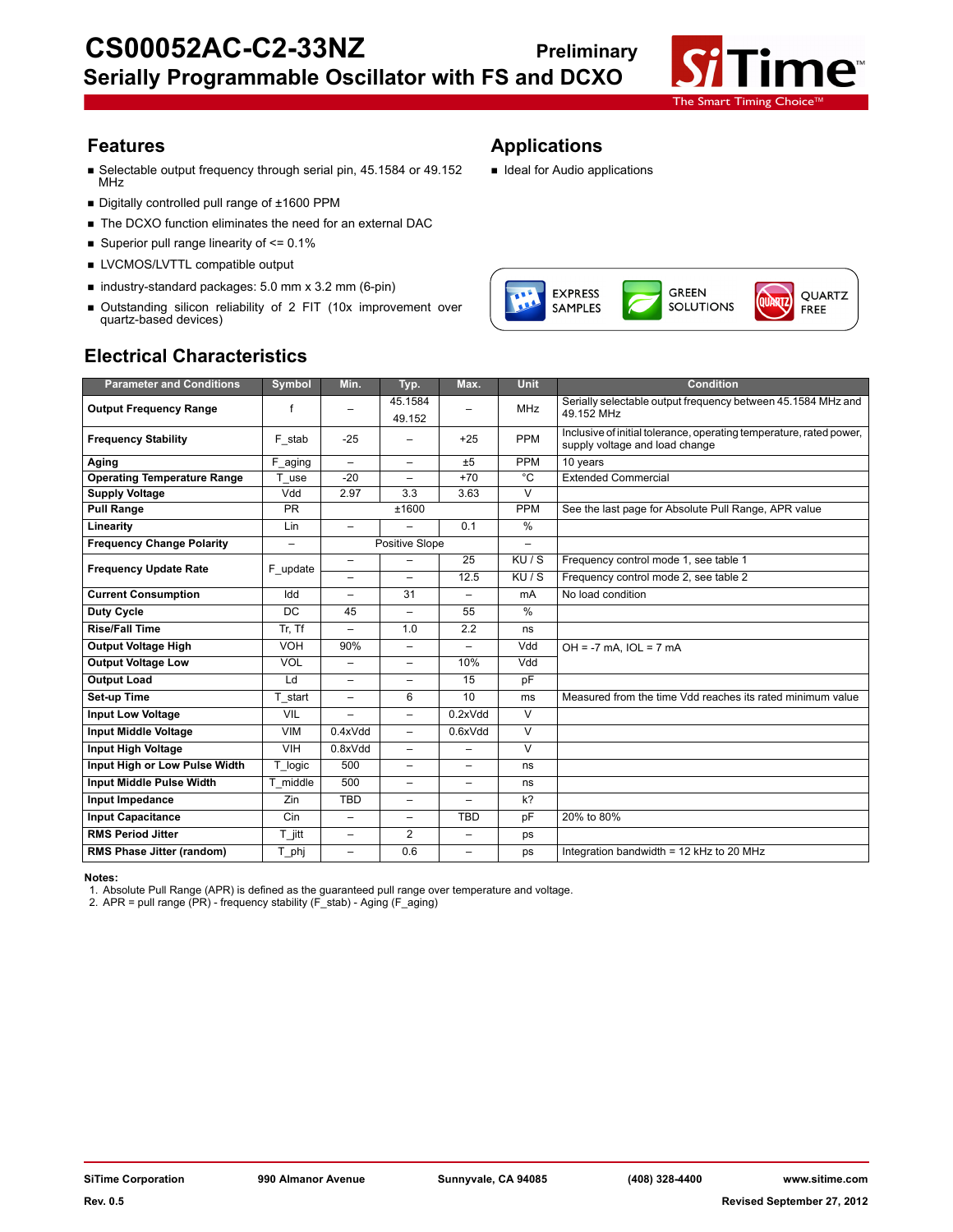# CS00052AC-C2-33NZ

## Serially Programmable Oscillator with FS and DCXO

Preliminary

## Features

- Selectable output frequency through serial pin, 45.1584 or 49.152 MHz
- Digitally controlled pull range of ±1600 PPM
- The DCXO function eliminates the need for an external DAC
- Superior pull range linearity of <= 0.1%
- LVCMOS/LVTTL compatible output
- industry-standard packages: 5.0 mm x 3.2 mm (6-pin)
- Outstanding silicon reliability of 2 FIT (10x improvement over quartz-based devices)

## Applications

- Ideal for Audio applications

EXPRESS SAMPLES | GREEN SOLUTIONS | QUARTZ FREE

## Electrical Characteristics

| Parameter and Conditions | Symbol | Min. | Typ. | Max. | Unit | Condition |
|---|---|---|---|---|---|---|
| **Output Frequency Range** | f | – | 45.1584<br>49.152 | – | MHz | Serially selectable output frequency between 45.1584 MHz and 49.152 MHz |
| **Frequency Stability** | F_stab | -25 | – | +25 | PPM | Inclusive of initial tolerance, operating temperature, rated power, supply voltage and load change |
| **Aging** | F_aging | – | – | ±5 | PPM | 10 years |
| **Operating Temperature Range** | T_use | -20 | – | +70 | °C | Extended Commercial |
| **Supply Voltage** | Vdd | 2.97 | 3.3 | 3.63 | V | |
| **Pull Range** | PR | | ±1600 | | PPM | See the last page for Absolute Pull Range, APR value |
| **Linearity** | Lin | – | – | 0.1 | % | |
| **Frequency Change Polarity** | – | | Positive Slope | | – | |
| **Frequency Update Rate** | F_update | – | – | 25 | KU / S | Frequency control mode 1, see table 1 |
| | | – | – | 12.5 | KU / S | Frequency control mode 2, see table 2 |
| **Current Consumption** | Idd | – | 31 | – | mA | No load condition |
| **Duty Cycle** | DC | 45 | – | 55 | % | |
| **Rise/Fall Time** | Tr, Tf | – | 1.0 | 2.2 | ns | |
| **Output Voltage High** | VOH | 90% | – | – | Vdd | OH = -7 mA, IOL = 7 mA |
| **Output Voltage Low** | VOL | – | – | 10% | Vdd | |
| **Output Load** | Ld | – | – | 15 | pF | |
| **Set-up Time** | T_start | – | 6 | 10 | ms | Measured from the time Vdd reaches its rated minimum value |
| **Input Low Voltage** | VIL | – | – | 0.2xVdd | V | |
| **Input Middle Voltage** | VIM | 0.4xVdd | – | 0.6xVdd | V | |
| **Input High Voltage** | VIH | 0.8xVdd | – | – | V | |
| **Input High or Low Pulse Width** | T_logic | 500 | – | – | ns | |
| **Input Middle Pulse Width** | T_middle | 500 | – | – | ns | |
| **Input Impedance** | Zin | TBD | – | – | k? | |
| **Input Capacitance** | Cin | – | – | TBD | pF | 20% to 80% |
| **RMS Period Jitter** | T_jitt | – | 2 | – | ps | |
| **RMS Phase Jitter (random)** | T_phj | – | 0.6 | – | ps | Integration bandwidth = 12 kHz to 20 MHz |

**Notes:**

1. Absolute Pull Range (APR) is defined as the guaranteed pull range over temperature and voltage.
2. APR = pull range (PR) - frequency stability (F_stab) - Aging (F_aging)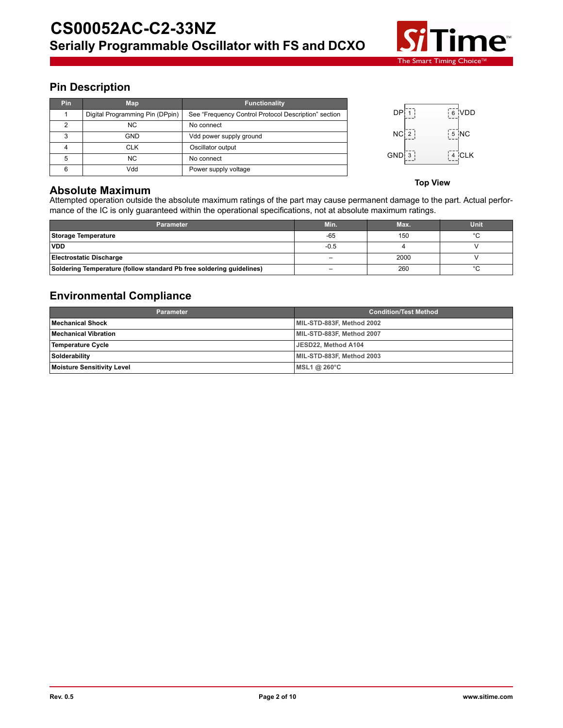## Pin Description

| Pin | Map | Functionality |
|---|---|---|
| 1 | Digital Programming Pin (DPpin) | See “Frequency Control Protocol Description” section |
| 2 | NC | No connect |
| 3 | GND | Vdd power supply ground |
| 4 | CLK | Oscillator output |
| 5 | NC | No connect |
| 6 | Vdd | Power supply voltage |

DP 1 | 6 VDD

NC 2 | 5 NC

GND 3 | 4 CLK

**Top View**

## Absolute Maximum

Attempted operation outside the absolute maximum ratings of the part may cause permanent damage to the part. Actual performance of the IC is only guaranteed within the operational specifications, not at absolute maximum ratings.

| Parameter | Min. | Max. | Unit |
|---|---|---|---|
| **Storage Temperature** | -65 | 150 | °C |
| **VDD** | -0.5 | 4 | V |
| **Electrostatic Discharge** | – | 2000 | V |
| **Soldering Temperature (follow standard Pb free soldering guidelines)** | – | 260 | °C |

## Environmental Compliance

| Parameter | Condition/Test Method |
|---|---|
| **Mechanical Shock** | **MIL-STD-883F, Method 2002** |
| **Mechanical Vibration** | **MIL-STD-883F, Method 2007** |
| **Temperature Cycle** | **JESD22, Method A104** |
| **Solderability** | **MIL-STD-883F, Method 2003** |
| **Moisture Sensitivity Level** | **MSL1 @ 260°C** |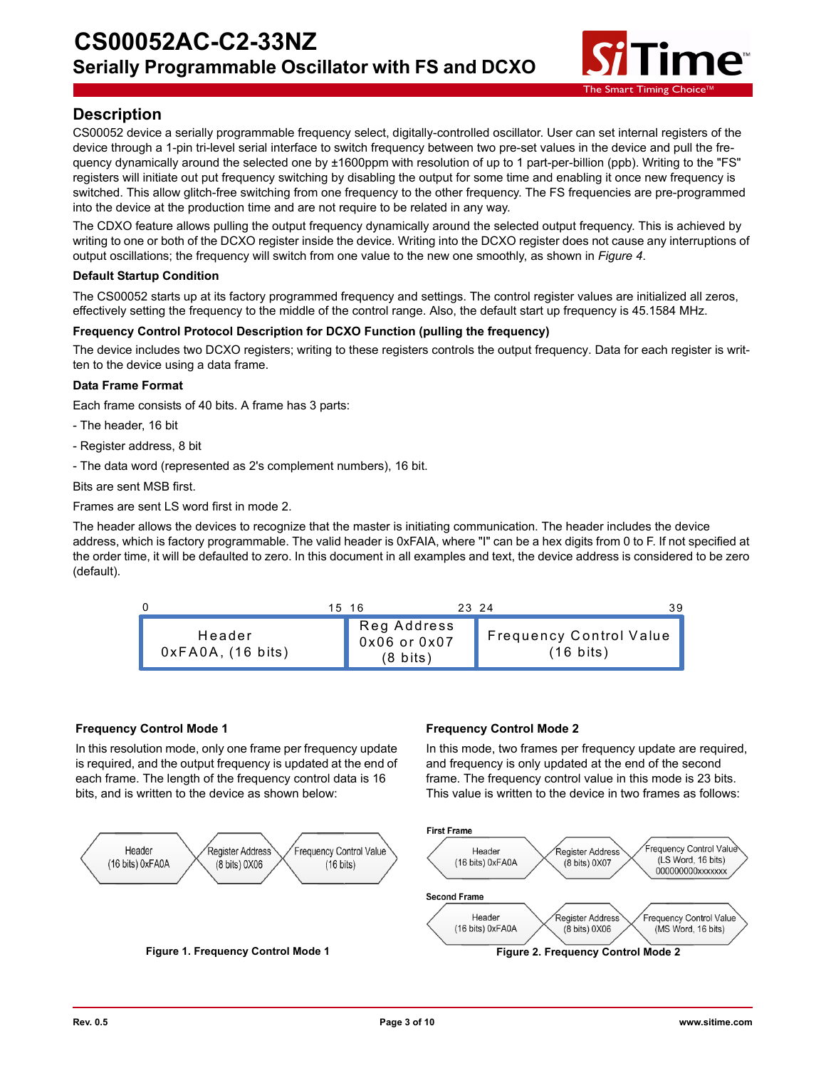# CS00052AC-C2-33NZ

## Serially Programmable Oscillator with FS and DCXO

## Description

CS00052 device a serially programmable frequency select, digitally-controlled oscillator. User can set internal registers of the device through a 1-pin tri-level serial interface to switch frequency between two pre-set values in the device and pull the frequency dynamically around the selected one by ±1600ppm with resolution of up to 1 part-per-billion (ppb). Writing to the "FS" registers will initiate out put frequency switching by disabling the output for some time and enabling it once new frequency is switched. This allow glitch-free switching from one frequency to the other frequency. The FS frequencies are pre-programmed into the device at the production time and are not require to be related in any way.

The CDXO feature allows pulling the output frequency dynamically around the selected output frequency. This is achieved by writing to one or both of the DCXO register inside the device. Writing into the DCXO register does not cause any interruptions of output oscillations; the frequency will switch from one value to the new one smoothly, as shown in *Figure 4*.

### Default Startup Condition

The CS00052 starts up at its factory programmed frequency and settings. The control register values are initialized all zeros, effectively setting the frequency to the middle of the control range. Also, the default start up frequency is 45.1584 MHz.

### Frequency Control Protocol Description for DCXO Function (pulling the frequency)

The device includes two DCXO registers; writing to these registers controls the output frequency. Data for each register is written to the device using a data frame.

### Data Frame Format

Each frame consists of 40 bits. A frame has 3 parts:

- The header, 16 bit

- Register address, 8 bit

- The data word (represented as 2's complement numbers), 16 bit.

Bits are sent MSB first.

Frames are sent LS word first in mode 2.

The header allows the devices to recognize that the master is initiating communication. The header includes the device address, which is factory programmable. The valid header is 0xFAIA, where "I" can be a hex digits from 0 to F. If not specified at the order time, it will be defaulted to zero. In this document in all examples and text, the device address is considered to be zero (default).

| 0 – 15 | 16 – 23 | 24 – 39 |
|---|---|---|
| Header 0xFA0A, (16 bits) | Reg Address 0x06 or 0x07 (8 bits) | Frequency Control Value (16 bits) |

### Frequency Control Mode 1

In this resolution mode, only one frame per frequency update is required, and the output frequency is updated at the end of each frame. The length of the frequency control data is 16 bits, and is written to the device as shown below:

| Header (16 bits) 0xFA0A | Register Address (8 bits) 0X06 | Frequency Control Value (16 bits) |
|---|---|---|

**Figure 1. Frequency Control Mode 1**

### Frequency Control Mode 2

In this mode, two frames per frequency update are required, and frequency is only updated at the end of the second frame. The frequency control value in this mode is 23 bits. This value is written to the device in two frames as follows:

**First Frame**

| Header (16 bits) 0xFA0A | Register Address (8 bits) 0X07 | Frequency Control Value (LS Word, 16 bits) 000000000xxxxxxx |
|---|---|---|

**Second Frame**

| Header (16 bits) 0xFA0A | Register Address (8 bits) 0X06 | Frequency Control Value (MS Word, 16 bits) |
|---|---|---|

**Figure 2. Frequency Control Mode 2**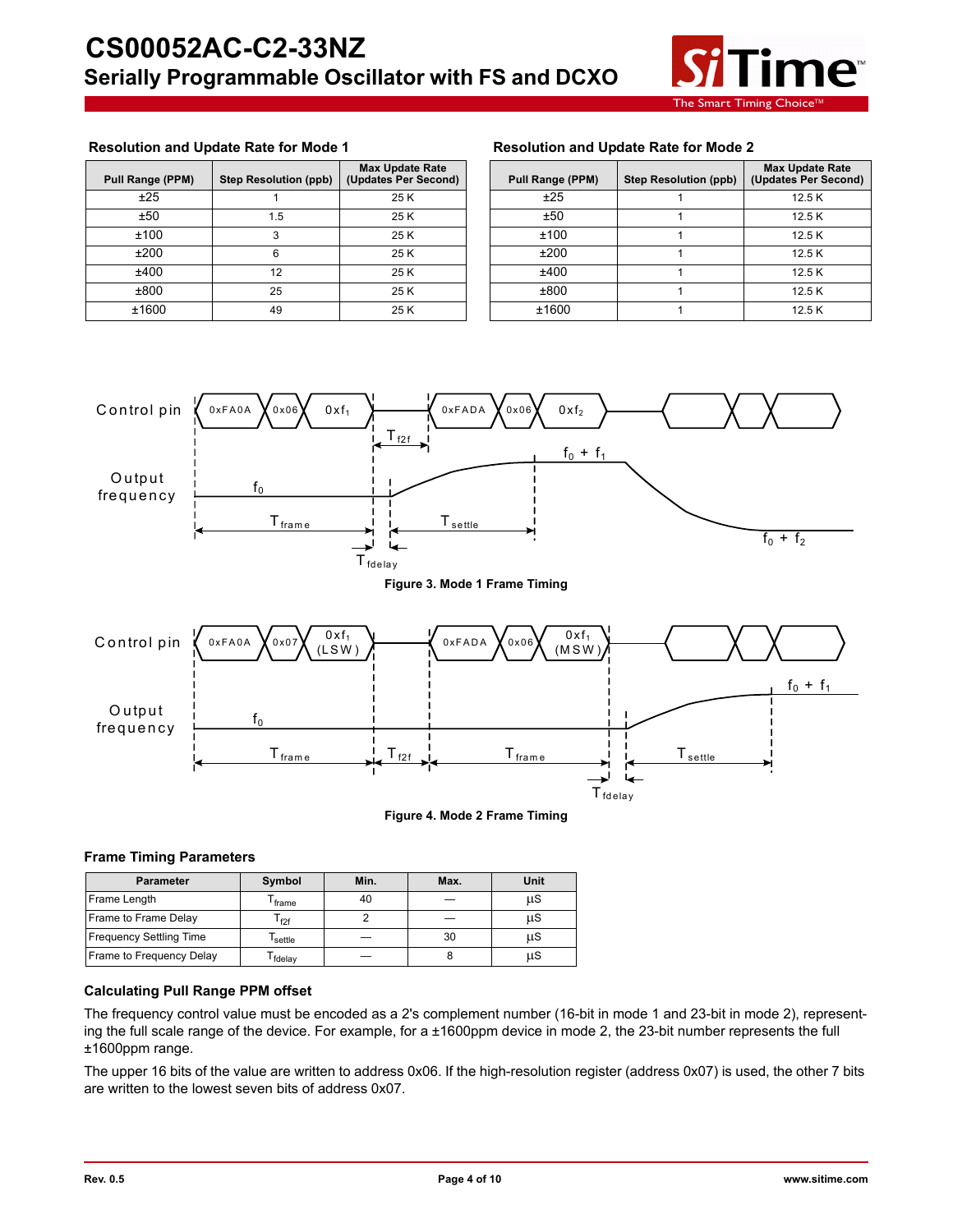**Resolution and Update Rate for Mode 1**

| Pull Range (PPM) | Step Resolution (ppb) | Max Update Rate (Updates Per Second) |
|---|---|---|
| ±25 | 1 | 25 K |
| ±50 | 1.5 | 25 K |
| ±100 | 3 | 25 K |
| ±200 | 6 | 25 K |
| ±400 | 12 | 25 K |
| ±800 | 25 | 25 K |
| ±1600 | 49 | 25 K |

**Resolution and Update Rate for Mode 2**

| Pull Range (PPM) | Step Resolution (ppb) | Max Update Rate (Updates Per Second) |
|---|---|---|
| ±25 | 1 | 12.5 K |
| ±50 | 1 | 12.5 K |
| ±100 | 1 | 12.5 K |
| ±200 | 1 | 12.5 K |
| ±400 | 1 | 12.5 K |
| ±800 | 1 | 12.5 K |
| ±1600 | 1 | 12.5 K |

**Figure 3. Mode 1 Frame Timing**

**Figure 4. Mode 2 Frame Timing**

### Frame Timing Parameters

| Parameter | Symbol | Min. | Max. | Unit |
|---|---|---|---|---|
| Frame Length | $T_{frame}$ | 40 | — | µS |
| Frame to Frame Delay | $T_{f2f}$ | 2 | — | µS |
| Frequency Settling Time | $T_{settle}$ | — | 30 | µS |
| Frame to Frequency Delay | $T_{fdelay}$ | — | 8 | µS |

### Calculating Pull Range PPM offset

The frequency control value must be encoded as a 2's complement number (16-bit in mode 1 and 23-bit in mode 2), representing the full scale range of the device. For example, for a ±1600ppm device in mode 2, the 23-bit number represents the full ±1600ppm range.

The upper 16 bits of the value are written to address 0x06. If the high-resolution register (address 0x07) is used, the other 7 bits are written to the lowest seven bits of address 0x07.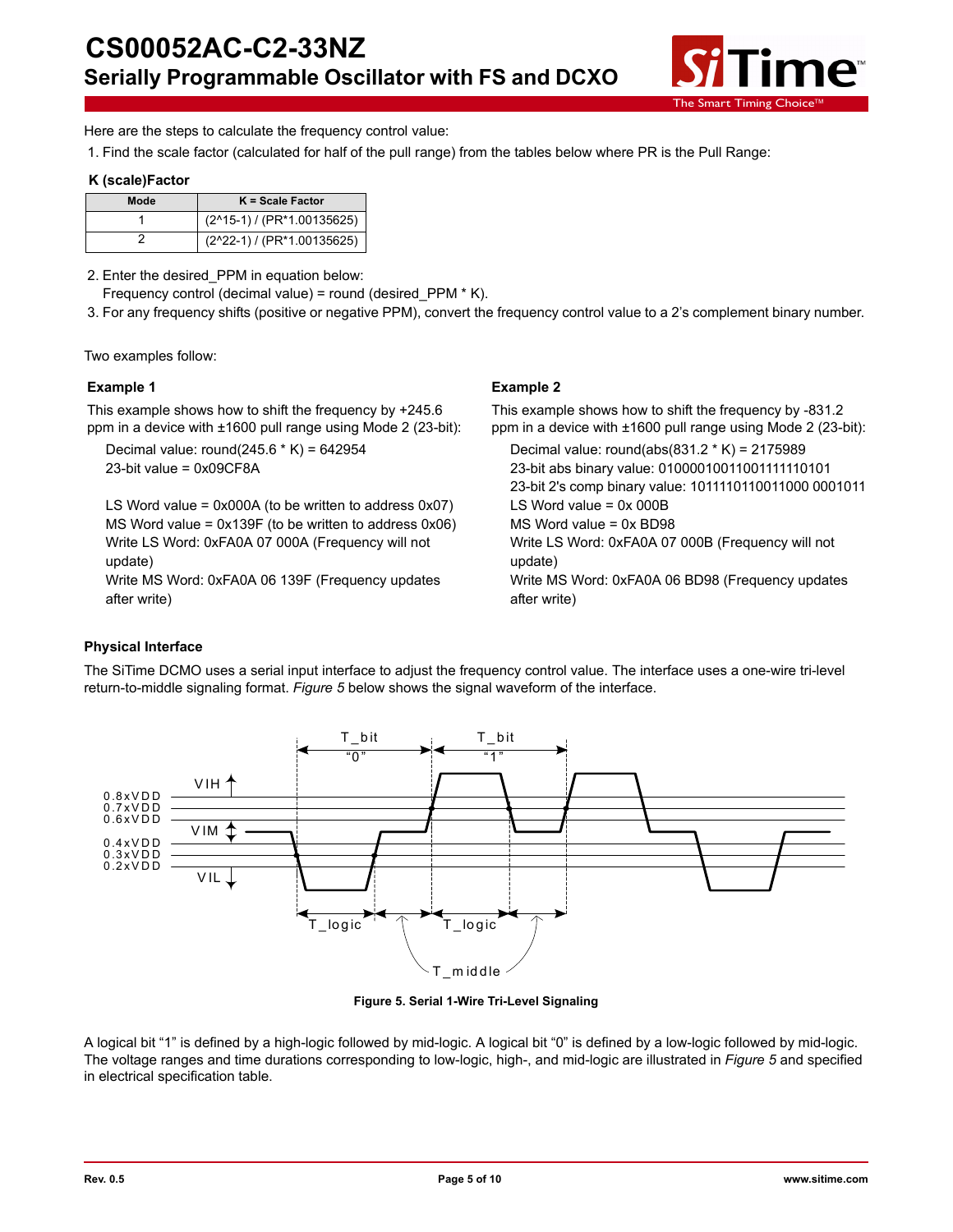Here are the steps to calculate the frequency control value:

1. Find the scale factor (calculated for half of the pull range) from the tables below where PR is the Pull Range:

**K (scale)Factor**

| Mode | K = Scale Factor |
|---|---|
| 1 | (2^15-1) / (PR*1.00135625) |
| 2 | (2^22-1) / (PR*1.00135625) |

2. Enter the desired_PPM in equation below:
   Frequency control (decimal value) = round (desired_PPM * K).
3. For any frequency shifts (positive or negative PPM), convert the frequency control value to a 2's complement binary number.

Two examples follow:

**Example 1**

This example shows how to shift the frequency by +245.6 ppm in a device with ±1600 pull range using Mode 2 (23-bit):

Decimal value: round(245.6 * K) = 642954
23-bit value = 0x09CF8A

LS Word value = 0x000A (to be written to address 0x07)
MS Word value = 0x139F (to be written to address 0x06)
Write LS Word: 0xFA0A 07 000A (Frequency will not update)
Write MS Word: 0xFA0A 06 139F (Frequency updates after write)

**Example 2**

This example shows how to shift the frequency by -831.2 ppm in a device with ±1600 pull range using Mode 2 (23-bit):

Decimal value: round(abs(831.2 * K) = 2175989
23-bit abs binary value: 01000010011001111110101
23-bit 2's comp binary value: 1011110110011000 0001011
LS Word value = 0x 000B
MS Word value = 0x BD98
Write LS Word: 0xFA0A 07 000B (Frequency will not update)
Write MS Word: 0xFA0A 06 BD98 (Frequency updates after write)

### Physical Interface

The SiTime DCMO uses a serial input interface to adjust the frequency control value. The interface uses a one-wire tri-level return-to-middle signaling format. *Figure 5* below shows the signal waveform of the interface.

**Figure 5. Serial 1-Wire Tri-Level Signaling**

A logical bit "1" is defined by a high-logic followed by mid-logic. A logical bit "0" is defined by a low-logic followed by mid-logic. The voltage ranges and time durations corresponding to low-logic, high-, and mid-logic are illustrated in *Figure 5* and specified in electrical specification table.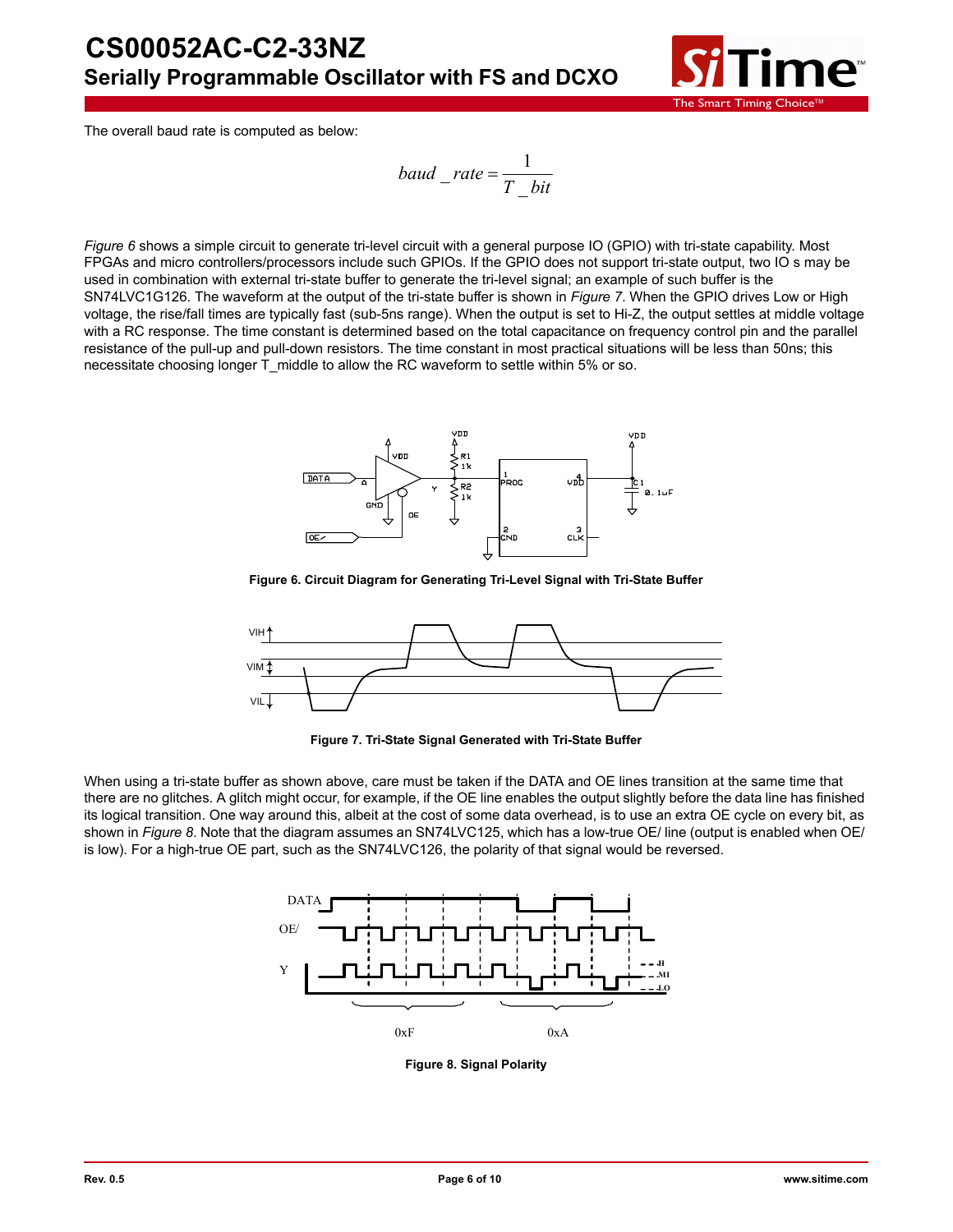The overall baud rate is computed as below:

$$baud\_rate = \frac{1}{T\_bit}$$

*Figure 6* shows a simple circuit to generate tri-level circuit with a general purpose IO (GPIO) with tri-state capability. Most FPGAs and micro controllers/processors include such GPIOs. If the GPIO does not support tri-state output, two IO s may be used in combination with external tri-state buffer to generate the tri-level signal; an example of such buffer is the SN74LVC1G126. The waveform at the output of the tri-state buffer is shown in *Figure 7*. When the GPIO drives Low or High voltage, the rise/fall times are typically fast (sub-5ns range). When the output is set to Hi-Z, the output settles at middle voltage with a RC response. The time constant is determined based on the total capacitance on frequency control pin and the parallel resistance of the pull-up and pull-down resistors. The time constant in most practical situations will be less than 50ns; this necessitate choosing longer T_middle to allow the RC waveform to settle within 5% or so.

**Figure 6. Circuit Diagram for Generating Tri-Level Signal with Tri-State Buffer**

**Figure 7. Tri-State Signal Generated with Tri-State Buffer**

When using a tri-state buffer as shown above, care must be taken if the DATA and OE lines transition at the same time that there are no glitches. A glitch might occur, for example, if the OE line enables the output slightly before the data line has finished its logical transition. One way around this, albeit at the cost of some data overhead, is to use an extra OE cycle on every bit, as shown in *Figure 8*. Note that the diagram assumes an SN74LVC125, which has a low-true OE/ line (output is enabled when OE/ is low). For a high-true OE part, such as the SN74LVC126, the polarity of that signal would be reversed.

**Figure 8. Signal Polarity**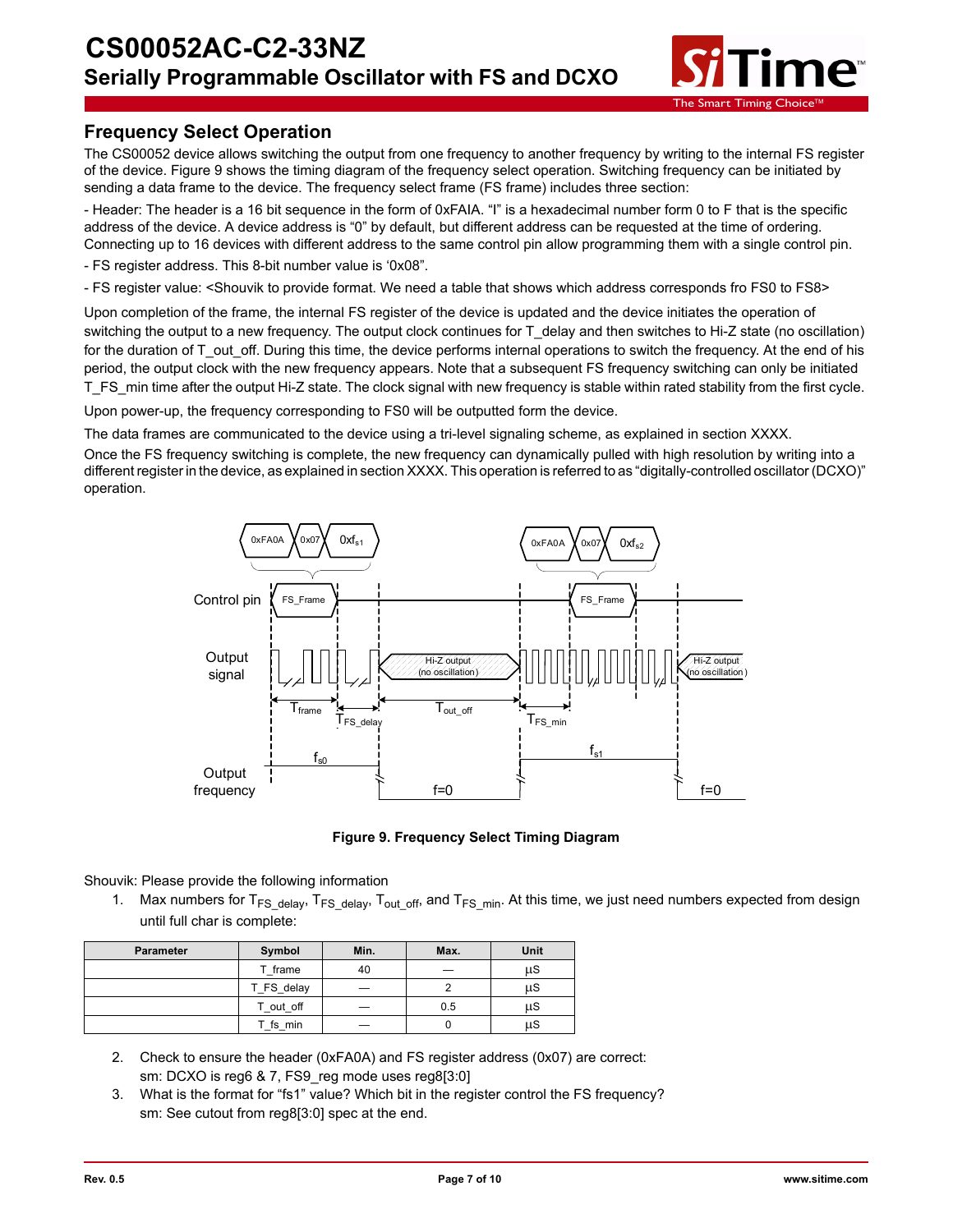## Frequency Select Operation

The CS00052 device allows switching the output from one frequency to another frequency by writing to the internal FS register of the device. Figure 9 shows the timing diagram of the frequency select operation. Switching frequency can be initiated by sending a data frame to the device. The frequency select frame (FS frame) includes three section:

- Header: The header is a 16 bit sequence in the form of 0xFAIA. "I" is a hexadecimal number form 0 to F that is the specific address of the device. A device address is "0" by default, but different address can be requested at the time of ordering. Connecting up to 16 devices with different address to the same control pin allow programming them with a single control pin.

- FS register address. This 8-bit number value is '0x08".

- FS register value: <Shouvik to provide format. We need a table that shows which address corresponds fro FS0 to FS8>

Upon completion of the frame, the internal FS register of the device is updated and the device initiates the operation of switching the output to a new frequency. The output clock continues for T_delay and then switches to Hi-Z state (no oscillation) for the duration of T_out_off. During this time, the device performs internal operations to switch the frequency. At the end of his period, the output clock with the new frequency appears. Note that a subsequent FS frequency switching can only be initiated T_FS_min time after the output Hi-Z state. The clock signal with new frequency is stable within rated stability from the first cycle.

Upon power-up, the frequency corresponding to FS0 will be outputted form the device.

The data frames are communicated to the device using a tri-level signaling scheme, as explained in section XXXX.

Once the FS frequency switching is complete, the new frequency can dynamically pulled with high resolution by writing into a different register in the device, as explained in section XXXX. This operation is referred to as "digitally-controlled oscillator (DCXO)" operation.

**Figure 9. Frequency Select Timing Diagram**

Shouvik: Please provide the following information

1. Max numbers for $T_{FS\_delay}$, $T_{FS\_delay}$, $T_{out\_off}$, and $T_{FS\_min}$. At this time, we just need numbers expected from design until full char is complete:

| Parameter | Symbol | Min. | Max. | Unit |
|---|---|---|---|---|
| | T_frame | 40 | — | µS |
| | T_FS_delay | — | 2 | µS |
| | T_out_off | — | 0.5 | µS |
| | T_fs_min | — | 0 | µS |

2. Check to ensure the header (0xFA0A) and FS register address (0x07) are correct:
   sm: DCXO is reg6 & 7, FS9_reg mode uses reg8[3:0]
3. What is the format for "fs1" value? Which bit in the register control the FS frequency?
   sm: See cutout from reg8[3:0] spec at the end.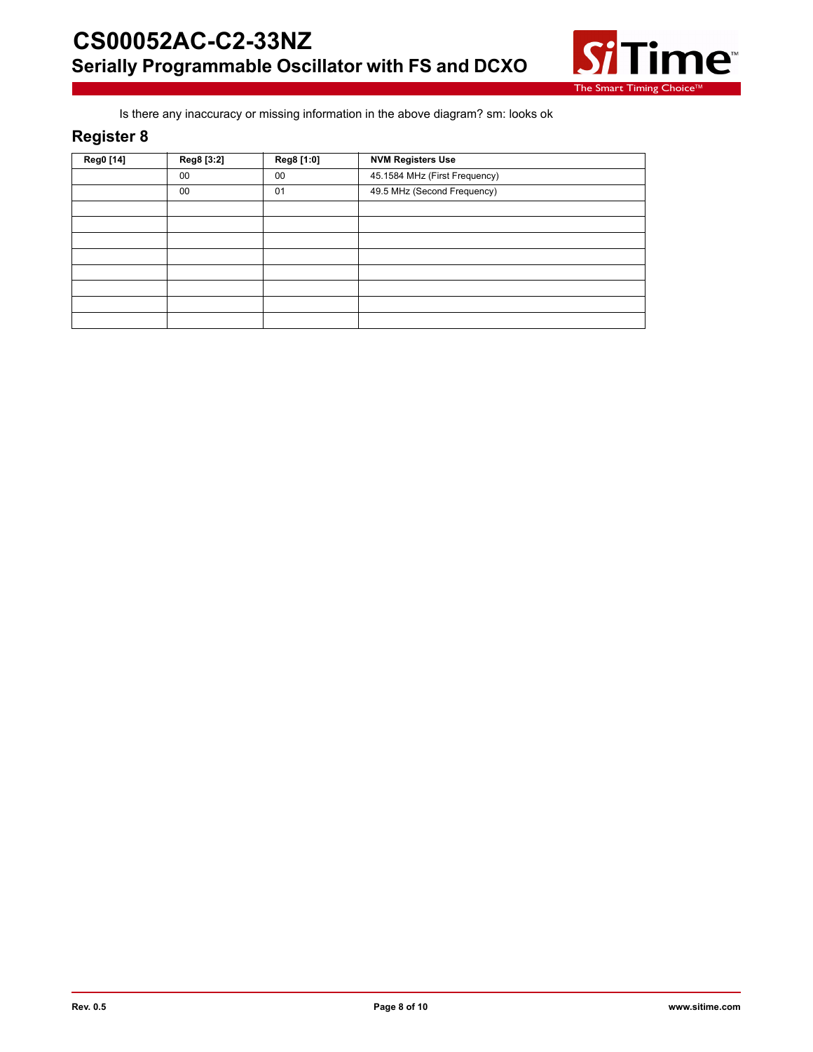Is there any inaccuracy or missing information in the above diagram? sm: looks ok

## Register 8

| Reg0 [14] | Reg8 [3:2] | Reg8 [1:0] | NVM Registers Use |
|---|---|---|---|
| | 00 | 00 | 45.1584 MHz (First Frequency) |
| | 00 | 01 | 49.5 MHz (Second Frequency) |
| | | | |
| | | | |
| | | | |
| | | | |
| | | | |
| | | | |
| | | | |
| | | | |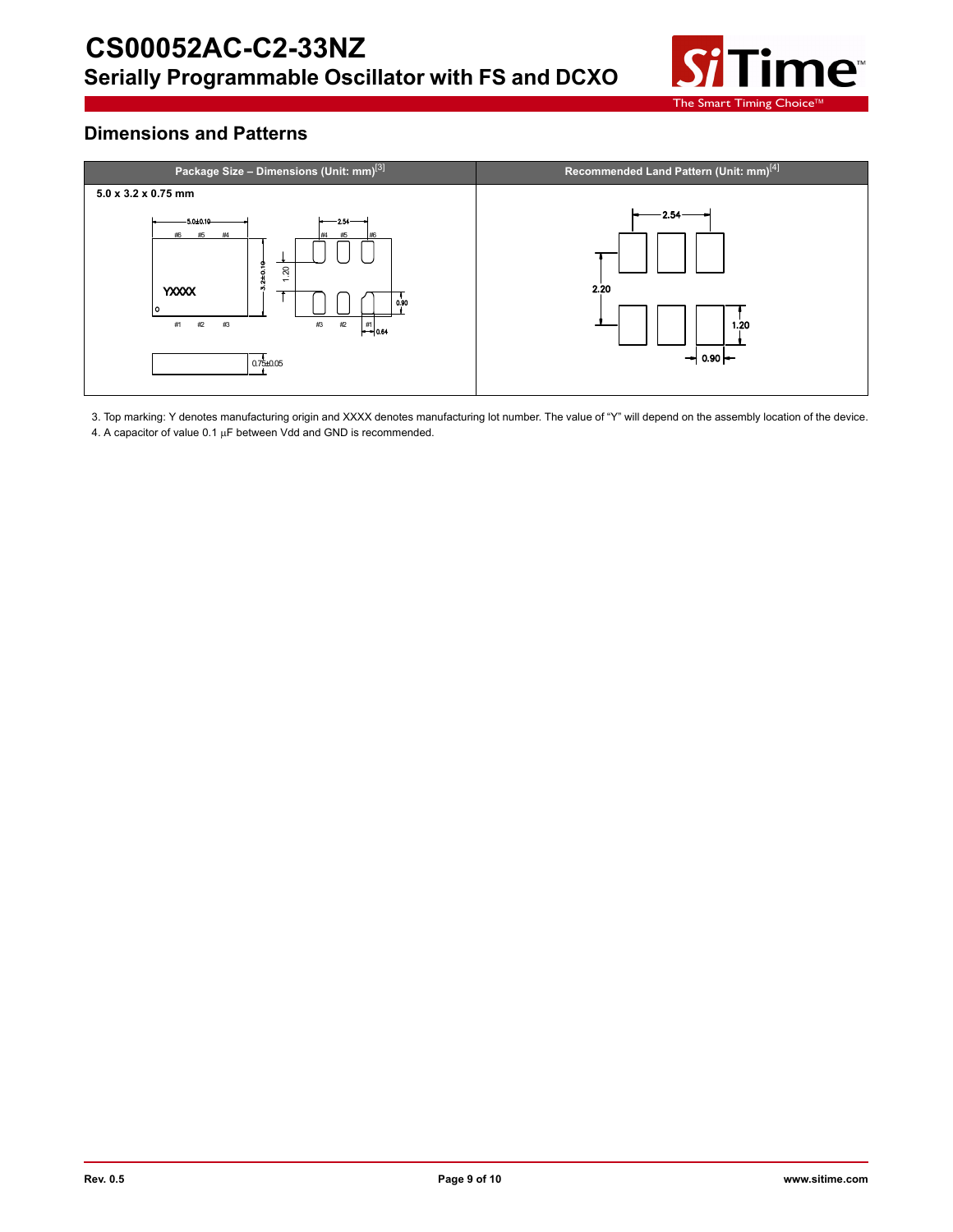## Dimensions and Patterns

| Package Size – Dimensions (Unit: mm)[3] | Recommended Land Pattern (Unit: mm)[4] |
|---|---|
| 5.0 x 3.2 x 0.75 mm | |

3. Top marking: Y denotes manufacturing origin and XXXX denotes manufacturing lot number. The value of "Y" will depend on the assembly location of the device.
4. A capacitor of value 0.1 µF between Vdd and GND is recommended.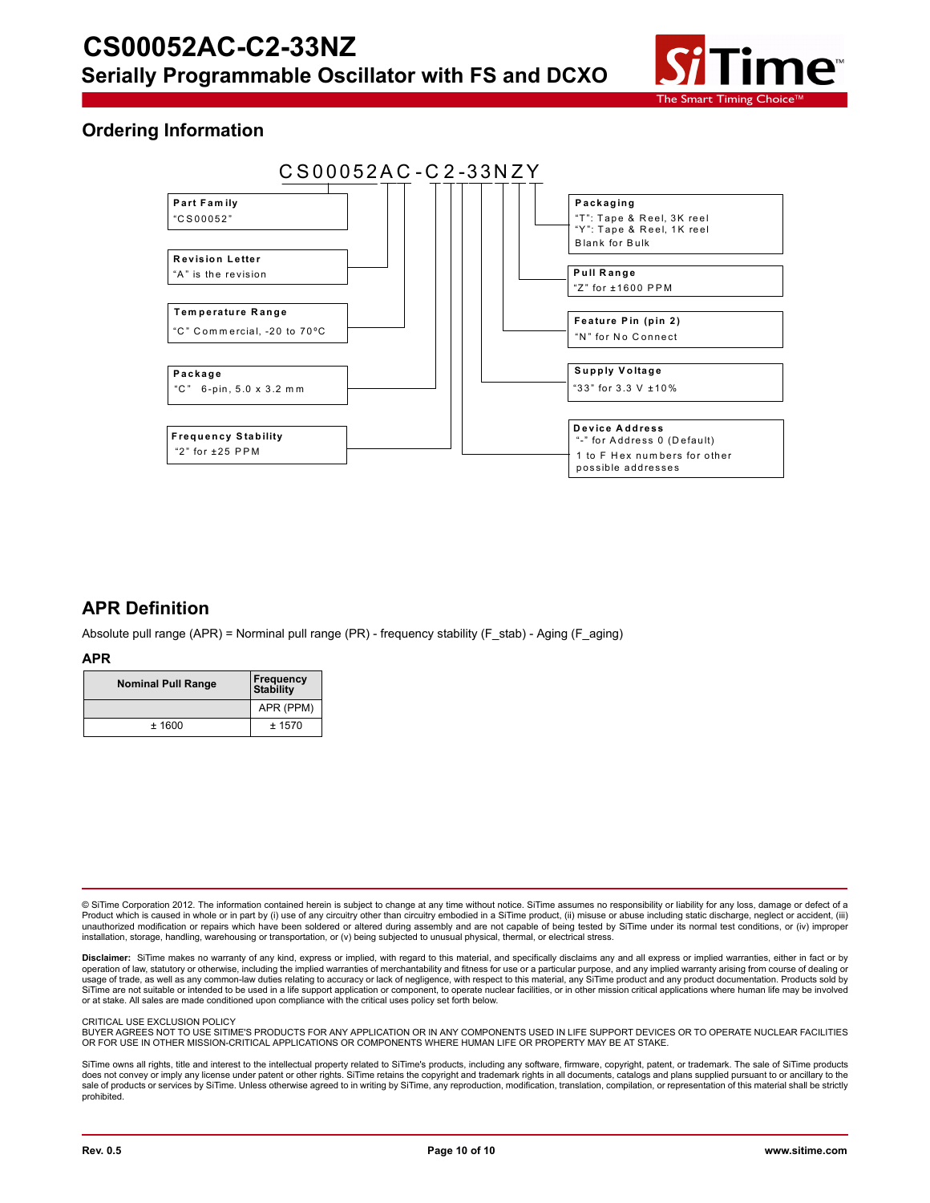## Ordering Information

CS00052AC-C2-33NZY

**Part Family**
"CS00052"

**Revision Letter**
"A" is the revision

**Temperature Range**
"C" Commercial, -20 to 70°C

**Package**
"C" 6-pin, 5.0 x 3.2 mm

**Frequency Stability**
"2" for ±25 PPM

**Packaging**
"T": Tape & Reel, 3K reel
"Y": Tape & Reel, 1K reel
Blank for Bulk

**Pull Range**
"Z" for ±1600 PPM

**Feature Pin (pin 2)**
"N" for No Connect

**Supply Voltage**
"33" for 3.3 V ±10%

**Device Address**
"-" for Address 0 (Default)
1 to F Hex numbers for other possible addresses

## APR Definition

Absolute pull range (APR) = Norminal pull range (PR) - frequency stability (F_stab) - Aging (F_aging)

### APR

| Nominal Pull Range | Frequency Stability |
|---|---|
| | APR (PPM) |
| ± 1600 | ± 1570 |

© SiTime Corporation 2012. The information contained herein is subject to change at any time without notice. SiTime assumes no responsibility or liability for any loss, damage or defect of a Product which is caused in whole or in part by (i) use of any circuitry other than circuitry embodied in a SiTime product, (ii) misuse or abuse including static discharge, neglect or accident, (iii) unauthorized modification or repairs which have been soldered or altered during assembly and are not capable of being tested by SiTime under its normal test conditions, or (iv) improper installation, storage, handling, warehousing or transportation, or (v) being subjected to unusual physical, thermal, or electrical stress.

**Disclaimer:** SiTime makes no warranty of any kind, express or implied, with regard to this material, and specifically disclaims any and all express or implied warranties, either in fact or by operation of law, statutory or otherwise, including the implied warranties of merchantability and fitness for use or a particular purpose, and any implied warranty arising from course of dealing or usage of trade, as well as any common-law duties relating to accuracy or lack of negligence, with respect to this material, any SiTime product and any product documentation. Products sold by SiTime are not suitable or intended to be used in a life support application or component, to operate nuclear facilities, or in other mission critical applications where human life may be involved or at stake. All sales are made conditioned upon compliance with the critical uses policy set forth below.

CRITICAL USE EXCLUSION POLICY
BUYER AGREES NOT TO USE SITIME'S PRODUCTS FOR ANY APPLICATION OR IN ANY COMPONENTS USED IN LIFE SUPPORT DEVICES OR TO OPERATE NUCLEAR FACILITIES OR FOR USE IN OTHER MISSION-CRITICAL APPLICATIONS OR COMPONENTS WHERE HUMAN LIFE OR PROPERTY MAY BE AT STAKE.

SiTime owns all rights, title and interest to the intellectual property related to SiTime's products, including any software, firmware, copyright, patent, or trademark. The sale of SiTime products does not convey or imply any license under patent or other rights. SiTime retains the copyright and trademark rights in all documents, catalogs and plans supplied pursuant to or ancillary to the sale of products or services by SiTime. Unless otherwise agreed to in writing by SiTime, any reproduction, modification, translation, compilation, or representation of this material shall be strictly prohibited.